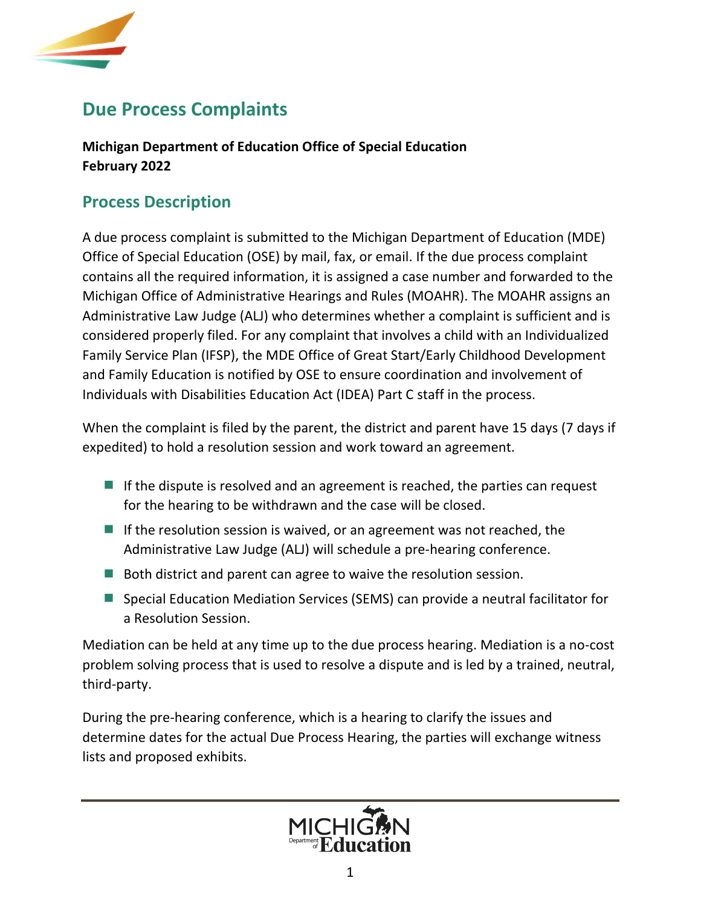# Due Process Complaints

**Michigan Department of Education Office of Special Education**
**February 2022**

## Process Description

A due process complaint is submitted to the Michigan Department of Education (MDE) Office of Special Education (OSE) by mail, fax, or email. If the due process complaint contains all the required information, it is assigned a case number and forwarded to the Michigan Office of Administrative Hearings and Rules (MOAHR). The MOAHR assigns an Administrative Law Judge (ALJ) who determines whether a complaint is sufficient and is considered properly filed. For any complaint that involves a child with an Individualized Family Service Plan (IFSP), the MDE Office of Great Start/Early Childhood Development and Family Education is notified by OSE to ensure coordination and involvement of Individuals with Disabilities Education Act (IDEA) Part C staff in the process.

When the complaint is filed by the parent, the district and parent have 15 days (7 days if expedited) to hold a resolution session and work toward an agreement.

- If the dispute is resolved and an agreement is reached, the parties can request for the hearing to be withdrawn and the case will be closed.
- If the resolution session is waived, or an agreement was not reached, the Administrative Law Judge (ALJ) will schedule a pre-hearing conference.
- Both district and parent can agree to waive the resolution session.
- Special Education Mediation Services (SEMS) can provide a neutral facilitator for a Resolution Session.

Mediation can be held at any time up to the due process hearing. Mediation is a no-cost problem solving process that is used to resolve a dispute and is led by a trained, neutral, third-party.

During the pre-hearing conference, which is a hearing to clarify the issues and determine dates for the actual Due Process Hearing, the parties will exchange witness lists and proposed exhibits.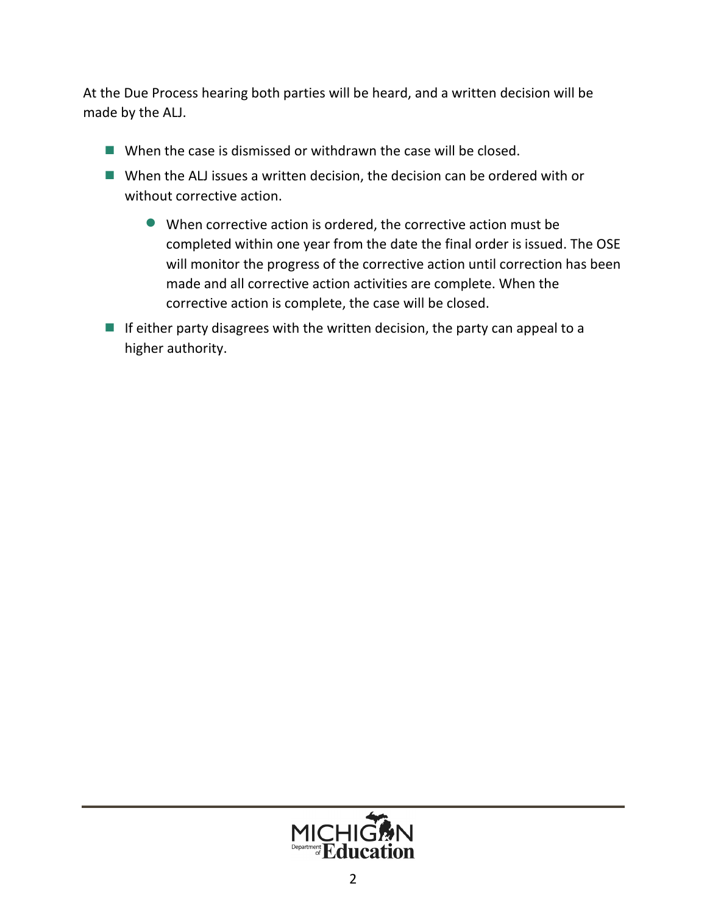At the Due Process hearing both parties will be heard, and a written decision will be made by the ALJ.

- When the case is dismissed or withdrawn the case will be closed.
- When the ALJ issues a written decision, the decision can be ordered with or without corrective action.
  - When corrective action is ordered, the corrective action must be completed within one year from the date the final order is issued. The OSE will monitor the progress of the corrective action until correction has been made and all corrective action activities are complete. When the corrective action is complete, the case will be closed.
- If either party disagrees with the written decision, the party can appeal to a higher authority.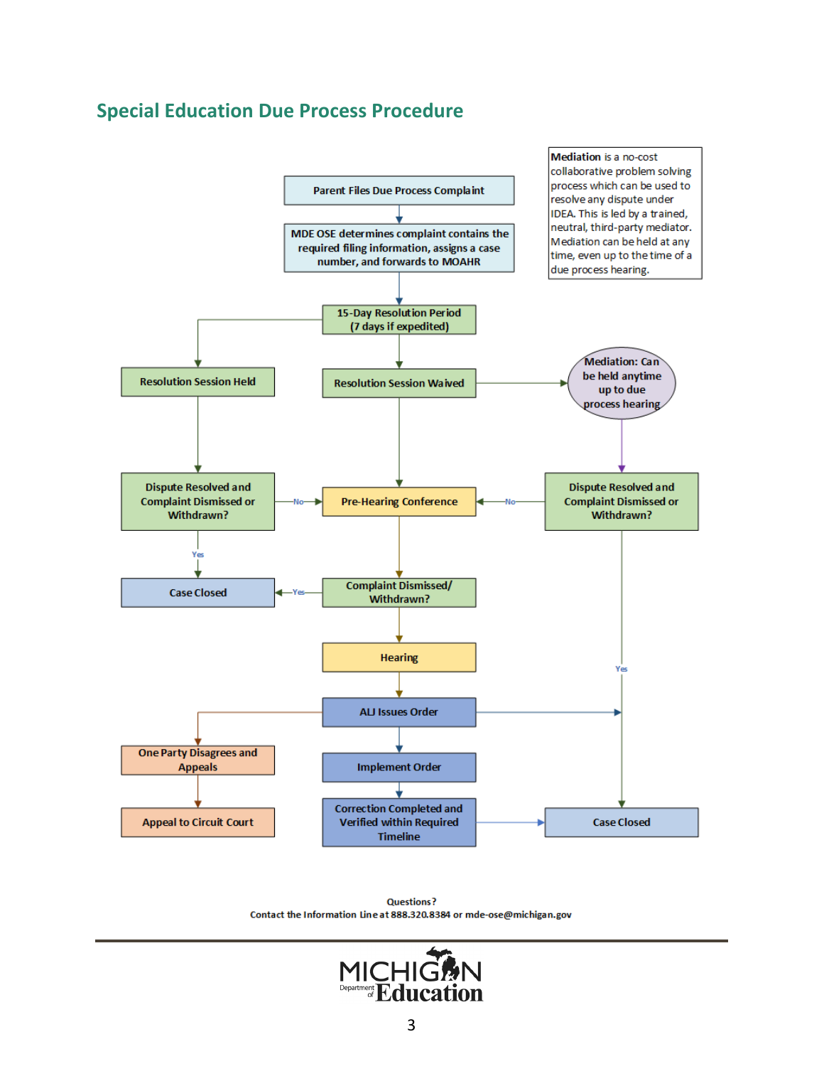## Special Education Due Process Procedure

**Mediation** is a no-cost collaborative problem solving process which can be used to resolve any dispute under IDEA. This is led by a trained, neutral, third-party mediator. Mediation can be held at any time, even up to the time of a due process hearing.

Parent Files Due Process Complaint

MDE OSE determines complaint contains the required filing information, assigns a case number, and forwards to MOAHR

15-Day Resolution Period (7 days if expedited)

Resolution Session Held

Resolution Session Waived

Mediation: Can be held anytime up to due process hearing

Dispute Resolved and Complaint Dismissed or Withdrawn?

No

Pre-Hearing Conference

No

Dispute Resolved and Complaint Dismissed or Withdrawn?

Yes

Case Closed

Yes

Complaint Dismissed/ Withdrawn?

Hearing

Yes

ALJ Issues Order

One Party Disagrees and Appeals

Implement Order

Appeal to Circuit Court

Correction Completed and Verified within Required Timeline

Case Closed

Questions?
Contact the Information Line at 888.320.8384 or mde-ose@michigan.gov

MICHIGAN Department of Education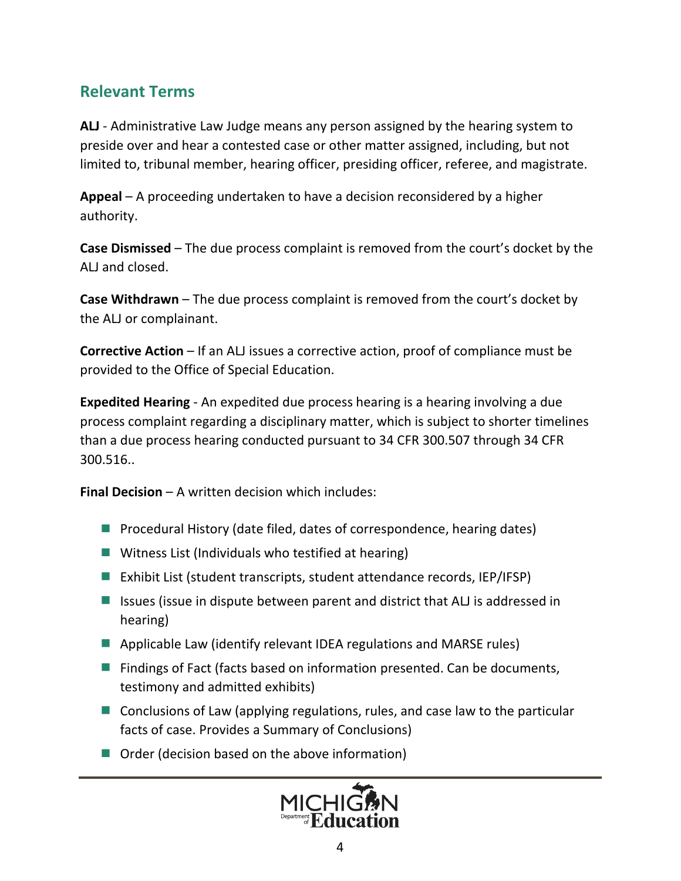## Relevant Terms

**ALJ** - Administrative Law Judge means any person assigned by the hearing system to preside over and hear a contested case or other matter assigned, including, but not limited to, tribunal member, hearing officer, presiding officer, referee, and magistrate.

**Appeal** – A proceeding undertaken to have a decision reconsidered by a higher authority.

**Case Dismissed** – The due process complaint is removed from the court's docket by the ALJ and closed.

**Case Withdrawn** – The due process complaint is removed from the court's docket by the ALJ or complainant.

**Corrective Action** – If an ALJ issues a corrective action, proof of compliance must be provided to the Office of Special Education.

**Expedited Hearing** - An expedited due process hearing is a hearing involving a due process complaint regarding a disciplinary matter, which is subject to shorter timelines than a due process hearing conducted pursuant to 34 CFR 300.507 through 34 CFR 300.516..

**Final Decision** – A written decision which includes:

- Procedural History (date filed, dates of correspondence, hearing dates)
- Witness List (Individuals who testified at hearing)
- Exhibit List (student transcripts, student attendance records, IEP/IFSP)
- Issues (issue in dispute between parent and district that ALJ is addressed in hearing)
- Applicable Law (identify relevant IDEA regulations and MARSE rules)
- Findings of Fact (facts based on information presented. Can be documents, testimony and admitted exhibits)
- Conclusions of Law (applying regulations, rules, and case law to the particular facts of case. Provides a Summary of Conclusions)
- Order (decision based on the above information)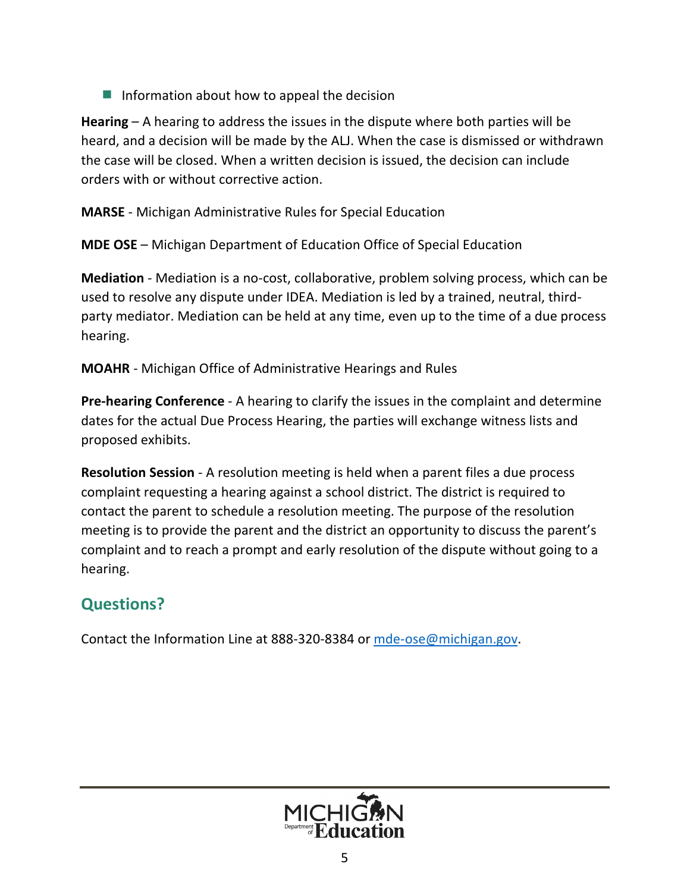- Information about how to appeal the decision

**Hearing** – A hearing to address the issues in the dispute where both parties will be heard, and a decision will be made by the ALJ. When the case is dismissed or withdrawn the case will be closed. When a written decision is issued, the decision can include orders with or without corrective action.

**MARSE** - Michigan Administrative Rules for Special Education

**MDE OSE** – Michigan Department of Education Office of Special Education

**Mediation** - Mediation is a no-cost, collaborative, problem solving process, which can be used to resolve any dispute under IDEA. Mediation is led by a trained, neutral, third-party mediator. Mediation can be held at any time, even up to the time of a due process hearing.

**MOAHR** - Michigan Office of Administrative Hearings and Rules

**Pre-hearing Conference** - A hearing to clarify the issues in the complaint and determine dates for the actual Due Process Hearing, the parties will exchange witness lists and proposed exhibits.

**Resolution Session** - A resolution meeting is held when a parent files a due process complaint requesting a hearing against a school district. The district is required to contact the parent to schedule a resolution meeting. The purpose of the resolution meeting is to provide the parent and the district an opportunity to discuss the parent's complaint and to reach a prompt and early resolution of the dispute without going to a hearing.

## Questions?

Contact the Information Line at 888-320-8384 or [mde-ose@michigan.gov](mailto:mde-ose@michigan.gov).

MICHIGAN Department of Education